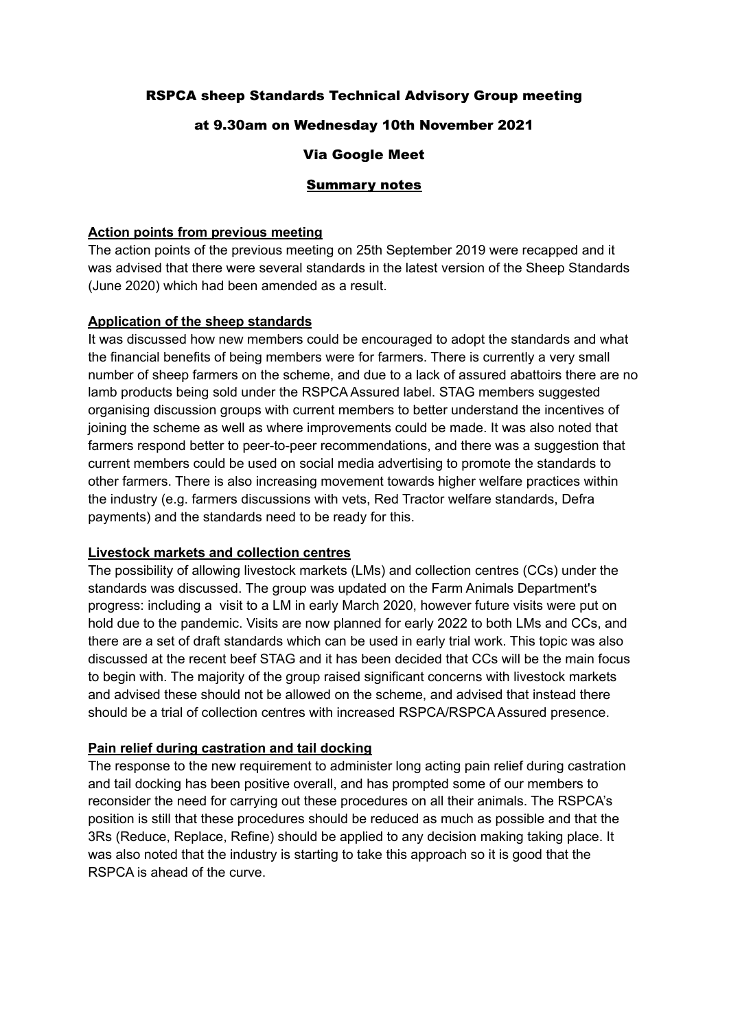# RSPCA sheep Standards Technical Advisory Group meeting

## at 9.30am on Wednesday 10th November 2021

## Via Google Meet

## Summary notes

**Action points from previous meeting**

The action points of the previous meeting on 25th September 2019 were recapped and it was advised that there were several standards in the latest version of the Sheep Standards (June 2020) which had been amended as a result.

**Application of the sheep standards**

It was discussed how new members could be encouraged to adopt the standards and what the financial benefits of being members were for farmers. There is currently a very small number of sheep farmers on the scheme, and due to a lack of assured abattoirs there are no lamb products being sold under the RSPCA Assured label. STAG members suggested organising discussion groups with current members to better understand the incentives of joining the scheme as well as where improvements could be made. It was also noted that farmers respond better to peer-to-peer recommendations, and there was a suggestion that current members could be used on social media advertising to promote the standards to other farmers. There is also increasing movement towards higher welfare practices within the industry (e.g. farmers discussions with vets, Red Tractor welfare standards, Defra payments) and the standards need to be ready for this.

**Livestock markets and collection centres**

The possibility of allowing livestock markets (LMs) and collection centres (CCs) under the standards was discussed. The group was updated on the Farm Animals Department's progress: including a visit to a LM in early March 2020, however future visits were put on hold due to the pandemic. Visits are now planned for early 2022 to both LMs and CCs, and there are a set of draft standards which can be used in early trial work. This topic was also discussed at the recent beef STAG and it has been decided that CCs will be the main focus to begin with. The majority of the group raised significant concerns with livestock markets and advised these should not be allowed on the scheme, and advised that instead there should be a trial of collection centres with increased RSPCA/RSPCA Assured presence.

**Pain relief during castration and tail docking**

The response to the new requirement to administer long acting pain relief during castration and tail docking has been positive overall, and has prompted some of our members to reconsider the need for carrying out these procedures on all their animals. The RSPCA's position is still that these procedures should be reduced as much as possible and that the 3Rs (Reduce, Replace, Refine) should be applied to any decision making taking place. It was also noted that the industry is starting to take this approach so it is good that the RSPCA is ahead of the curve.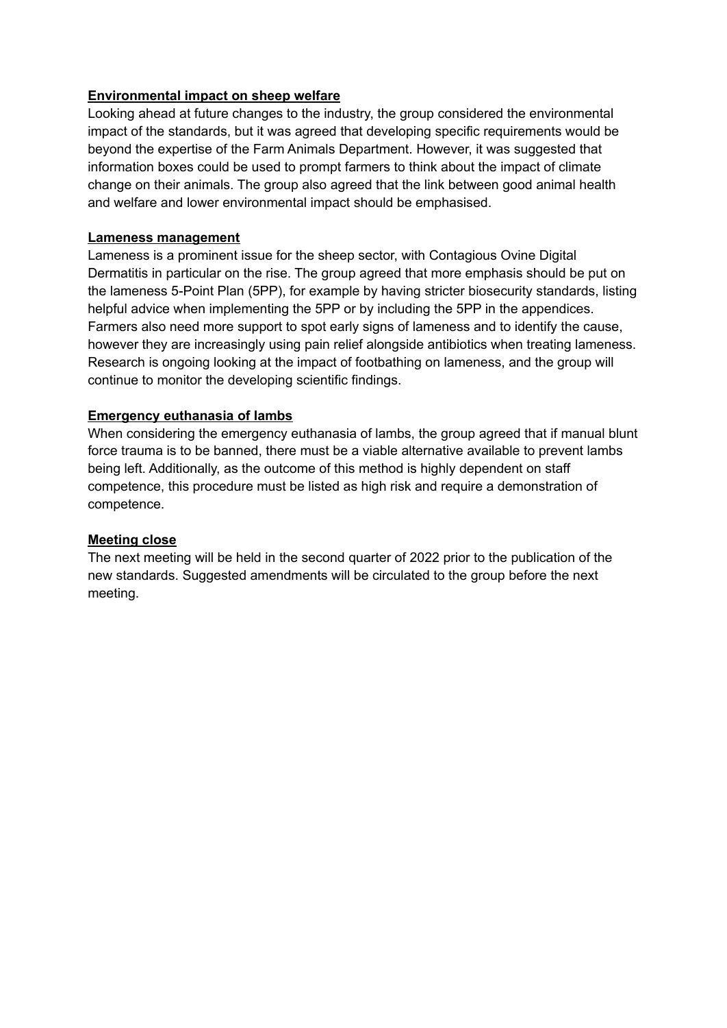**Environmental impact on sheep welfare**

Looking ahead at future changes to the industry, the group considered the environmental impact of the standards, but it was agreed that developing specific requirements would be beyond the expertise of the Farm Animals Department. However, it was suggested that information boxes could be used to prompt farmers to think about the impact of climate change on their animals. The group also agreed that the link between good animal health and welfare and lower environmental impact should be emphasised.

**Lameness management**

Lameness is a prominent issue for the sheep sector, with Contagious Ovine Digital Dermatitis in particular on the rise. The group agreed that more emphasis should be put on the lameness 5-Point Plan (5PP), for example by having stricter biosecurity standards, listing helpful advice when implementing the 5PP or by including the 5PP in the appendices. Farmers also need more support to spot early signs of lameness and to identify the cause, however they are increasingly using pain relief alongside antibiotics when treating lameness. Research is ongoing looking at the impact of footbathing on lameness, and the group will continue to monitor the developing scientific findings.

**Emergency euthanasia of lambs**

When considering the emergency euthanasia of lambs, the group agreed that if manual blunt force trauma is to be banned, there must be a viable alternative available to prevent lambs being left. Additionally, as the outcome of this method is highly dependent on staff competence, this procedure must be listed as high risk and require a demonstration of competence.

**Meeting close**

The next meeting will be held in the second quarter of 2022 prior to the publication of the new standards. Suggested amendments will be circulated to the group before the next meeting.